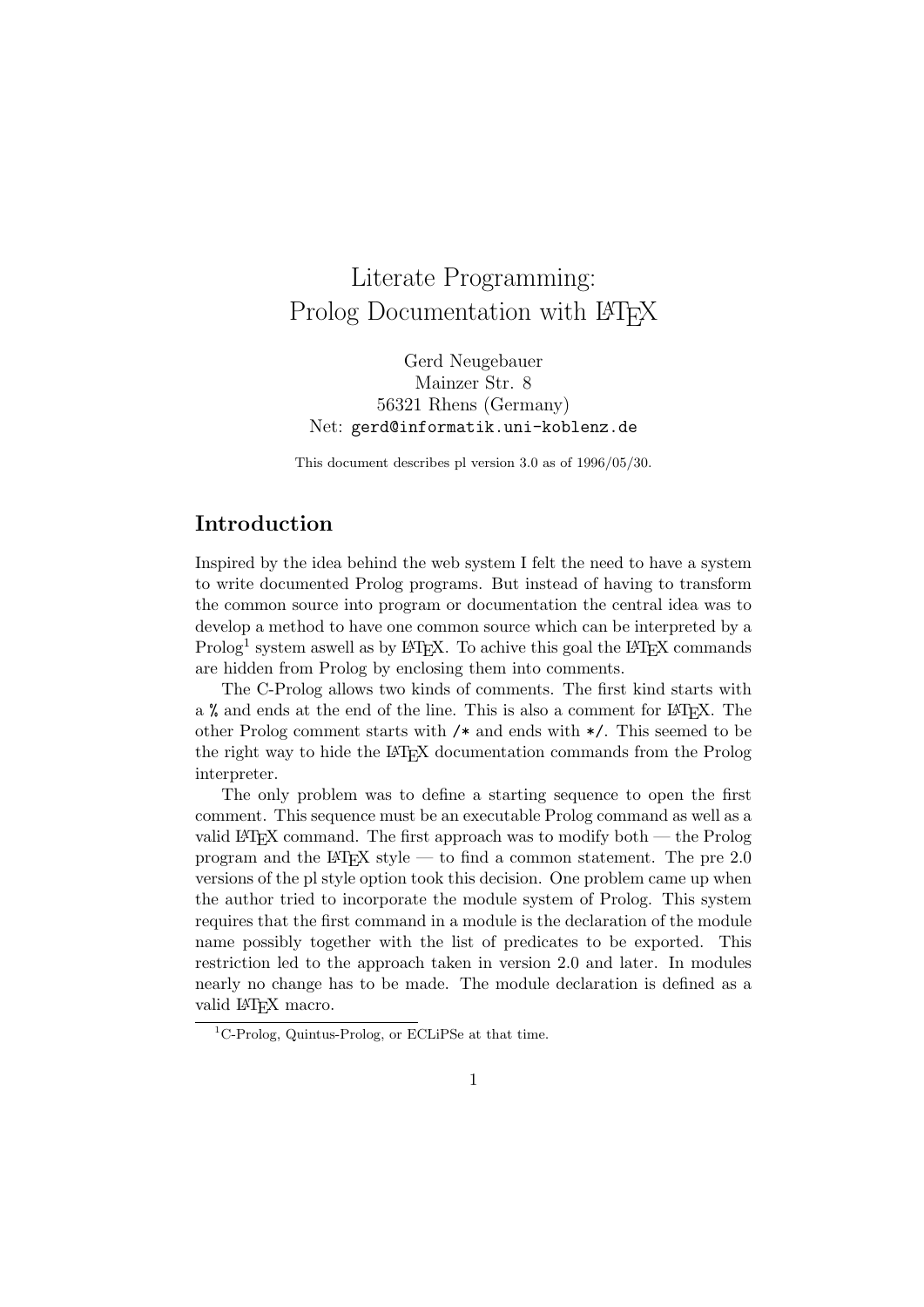# Literate Programming: Prolog Documentation with LaTeX

Gerd Neugebauer
Mainzer Str. 8
56321 Rhens (Germany)
Net: `gerd@informatik.uni-koblenz.de`

This document describes pl version 3.0 as of 1996/05/30.

## Introduction

Inspired by the idea behind the web system I felt the need to have a system to write documented Prolog programs. But instead of having to transform the common source into program or documentation the central idea was to develop a method to have one common source which can be interpreted by a Prolog[1] system aswell as by LaTeX. To achive this goal the LaTeX commands are hidden from Prolog by enclosing them into comments.

The C-Prolog allows two kinds of comments. The first kind starts with a `%` and ends at the end of the line. This is also a comment for LaTeX. The other Prolog comment starts with `/*` and ends with `*/`. This seemed to be the right way to hide the LaTeX documentation commands from the Prolog interpreter.

The only problem was to define a starting sequence to open the first comment. This sequence must be an executable Prolog command as well as a valid LaTeX command. The first approach was to modify both — the Prolog program and the LaTeX style — to find a common statement. The pre 2.0 versions of the pl style option took this decision. One problem came up when the author tried to incorporate the module system of Prolog. This system requires that the first command in a module is the declaration of the module name possibly together with the list of predicates to be exported. This restriction led to the approach taken in version 2.0 and later. In modules nearly no change has to be made. The module declaration is defined as a valid LaTeX macro.

[1] C-Prolog, Quintus-Prolog, or ECLiPSe at that time.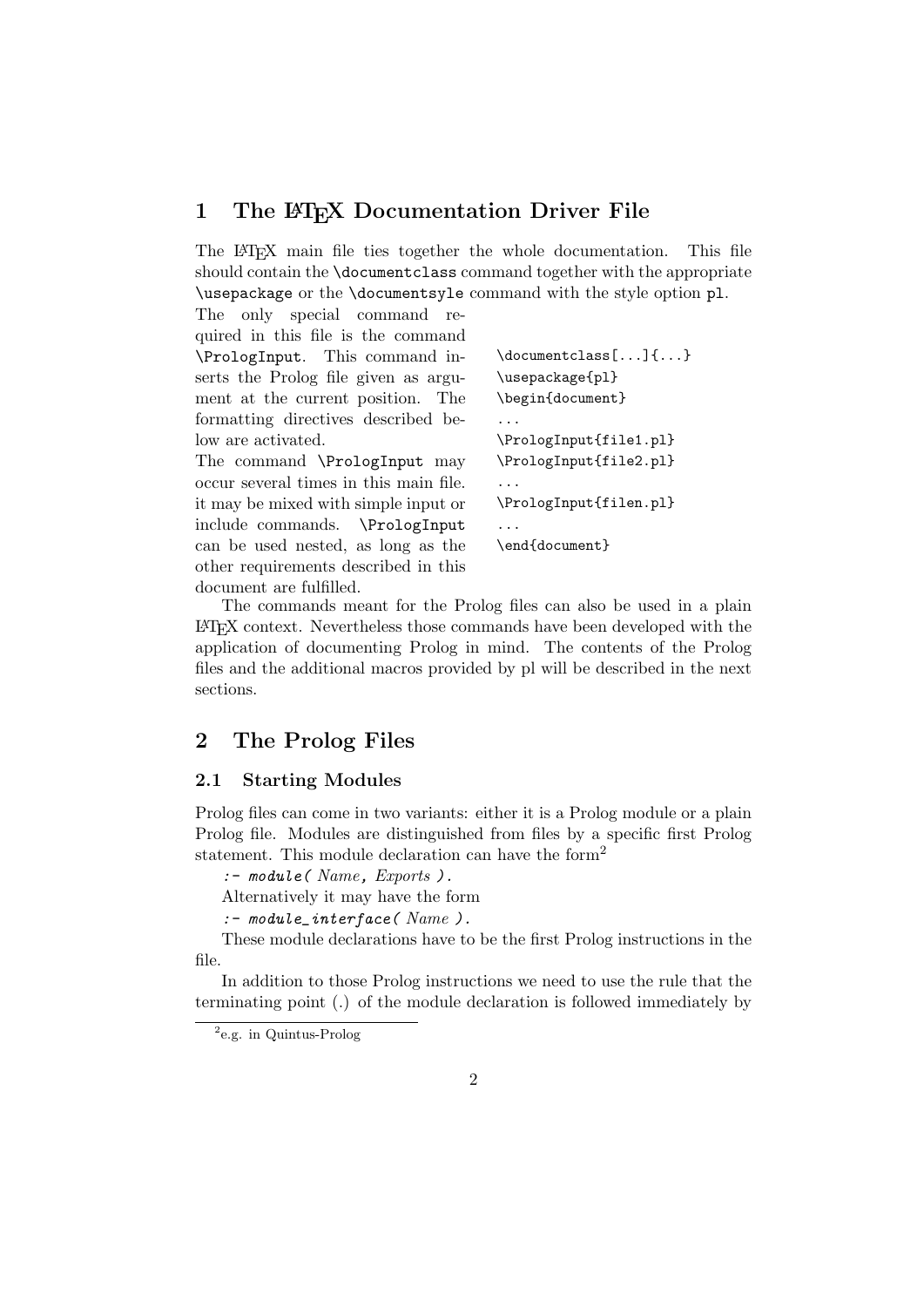# 1 The LaTeX Documentation Driver File

The LaTeX main file ties together the whole documentation. This file should contain the `\documentclass` command together with the appropriate `\usepackage` or the `\documentsyle` command with the style option `pl`.

The only special command required in this file is the command `\PrologInput`. This command inserts the Prolog file given as argument at the current position. The formatting directives described below are activated.

The command `\PrologInput` may occur several times in this main file. it may be mixed with simple input or include commands. `\PrologInput` can be used nested, as long as the other requirements described in this document are fulfilled.

```
\documentclass[...]{...}
\usepackage{pl}
\begin{document}
...
\PrologInput{file1.pl}
\PrologInput{file2.pl}
...
\PrologInput{filen.pl}
...
\end{document}
```

The commands meant for the Prolog files can also be used in a plain LaTeX context. Nevertheless those commands have been developed with the application of documenting Prolog in mind. The contents of the Prolog files and the additional macros provided by pl will be described in the next sections.

# 2 The Prolog Files

## 2.1 Starting Modules

Prolog files can come in two variants: either it is a Prolog module or a plain Prolog file. Modules are distinguished from files by a specific first Prolog statement. This module declaration can have the form[2]

`:- module(` *Name*, *Exports* `).`

Alternatively it may have the form

`:- module_interface(` *Name* `).`

These module declarations have to be the first Prolog instructions in the file.

In addition to those Prolog instructions we need to use the rule that the terminating point (.) of the module declaration is followed immediately by

[2] e.g. in Quintus-Prolog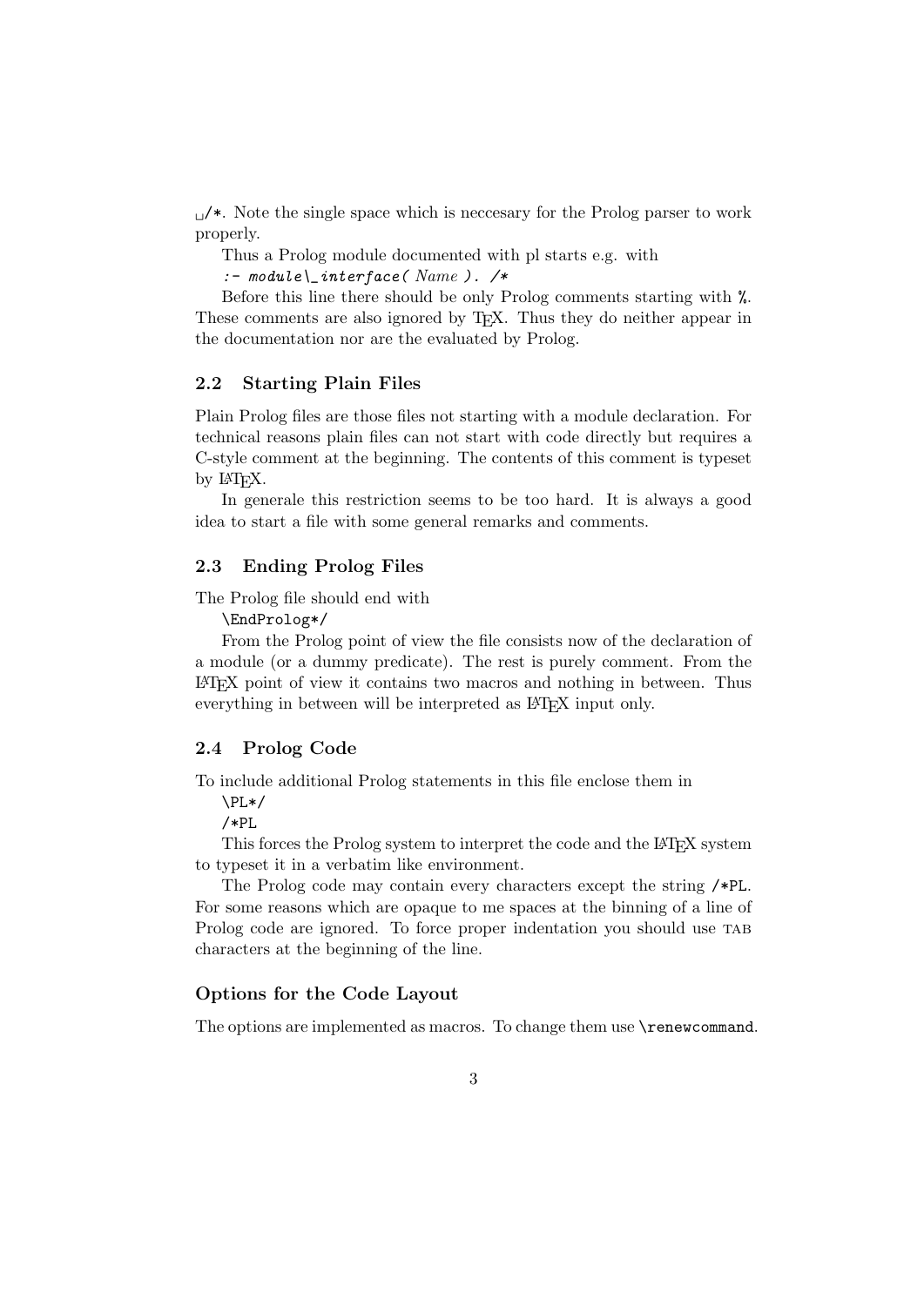␣/*. Note the single space which is neccesary for the Prolog parser to work properly.

Thus a Prolog module documented with pl starts e.g. with

`:- module\_interface( Name ). /*`

Before this line there should be only Prolog comments starting with `%`. These comments are also ignored by TEX. Thus they do neither appear in the documentation nor are the evaluated by Prolog.

### 2.2 Starting Plain Files

Plain Prolog files are those files not starting with a module declaration. For technical reasons plain files can not start with code directly but requires a C-style comment at the beginning. The contents of this comment is typeset by LATEX.

In generale this restriction seems to be too hard. It is always a good idea to start a file with some general remarks and comments.

### 2.3 Ending Prolog Files

The Prolog file should end with

```
\EndProlog*/
```

From the Prolog point of view the file consists now of the declaration of a module (or a dummy predicate). The rest is purely comment. From the LATEX point of view it contains two macros and nothing in between. Thus everything in between will be interpreted as LATEX input only.

### 2.4 Prolog Code

To include additional Prolog statements in this file enclose them in

```
\PL*/
/*PL
```

This forces the Prolog system to interpret the code and the LATEX system to typeset it in a verbatim like environment.

The Prolog code may contain every characters except the string `/*PL`. For some reasons which are opaque to me spaces at the binning of a line of Prolog code are ignored. To force proper indentation you should use TAB characters at the beginning of the line.

#### Options for the Code Layout

The options are implemented as macros. To change them use `\renewcommand`.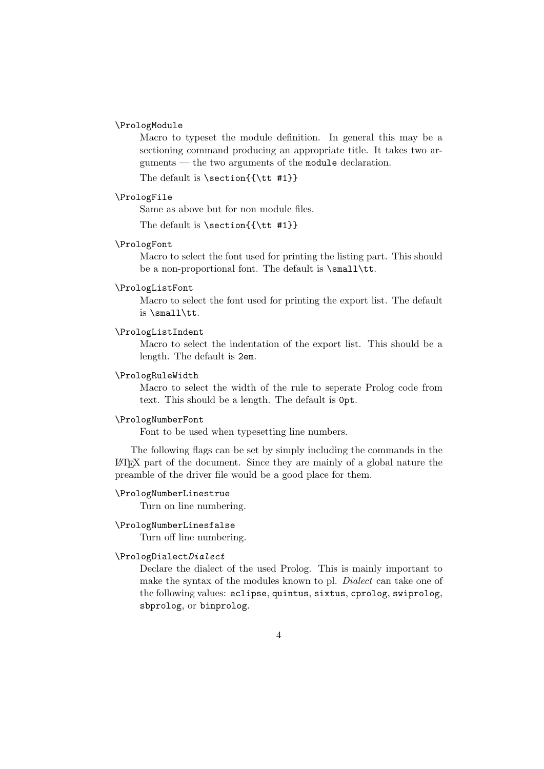`\PrologModule`

Macro to typeset the module definition. In general this may be a sectioning command producing an appropriate title. It takes two arguments — the two arguments of the `module` declaration.

The default is `\section{{\tt #1}}`

`\PrologFile`

Same as above but for non module files.

The default is `\section{{\tt #1}}`

`\PrologFont`

Macro to select the font used for printing the listing part. This should be a non-proportional font. The default is `\small\tt`.

`\PrologListFont`

Macro to select the font used for printing the export list. The default is `\small\tt`.

`\PrologListIndent`

Macro to select the indentation of the export list. This should be a length. The default is `2em`.

`\PrologRuleWidth`

Macro to select the width of the rule to seperate Prolog code from text. This should be a length. The default is `0pt`.

`\PrologNumberFont`

Font to be used when typesetting line numbers.

The following flags can be set by simply including the commands in the LaTeX part of the document. Since they are mainly of a global nature the preamble of the driver file would be a good place for them.

`\PrologNumberLinestrue`

Turn on line numbering.

`\PrologNumberLinesfalse`

Turn off line numbering.

`\PrologDialect`*Dialect*

Declare the dialect of the used Prolog. This is mainly important to make the syntax of the modules known to pl. *Dialect* can take one of the following values: `eclipse`, `quintus`, `sixtus`, `cprolog`, `swiprolog`, `sbprolog`, or `binprolog`.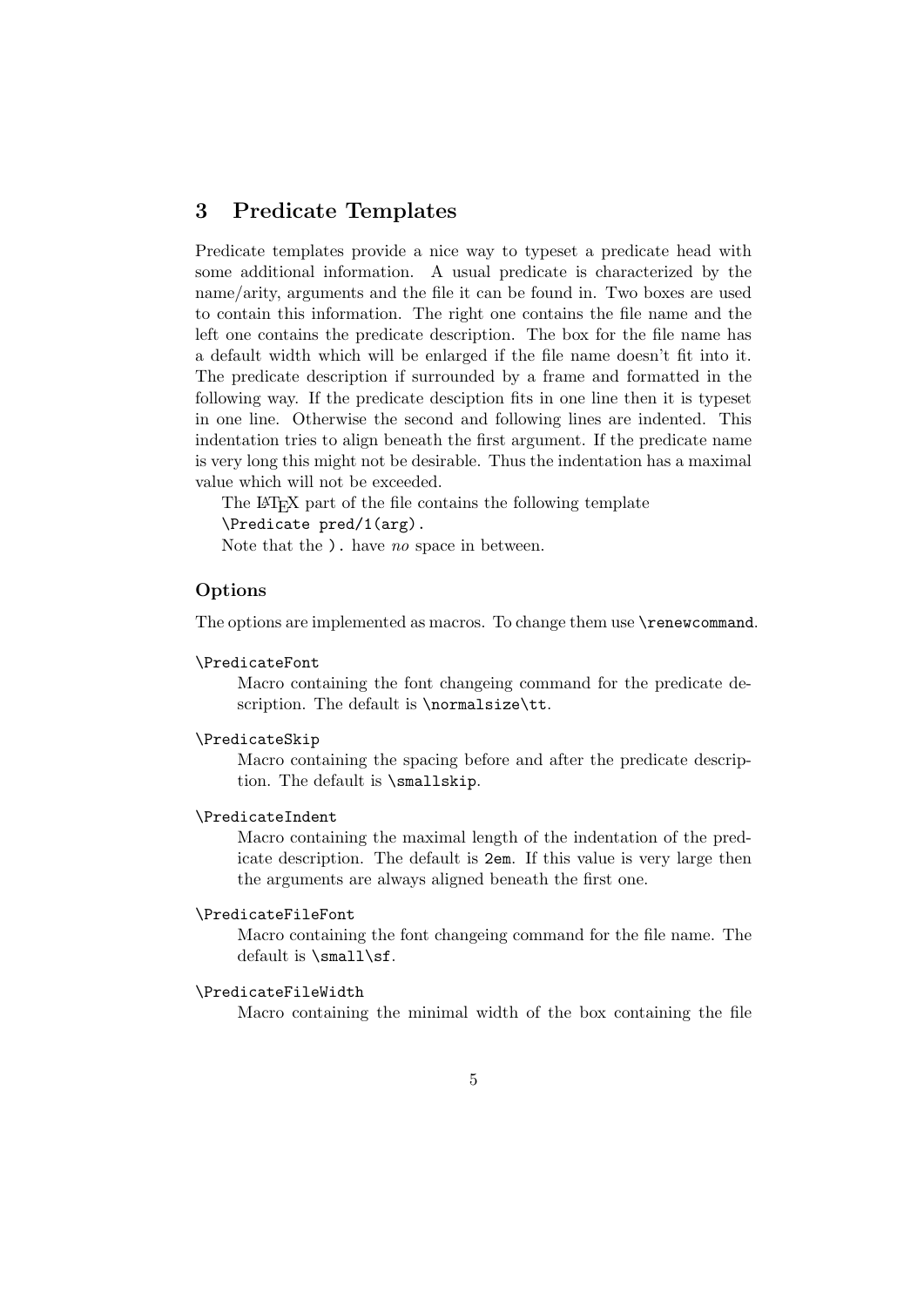## 3 Predicate Templates

Predicate templates provide a nice way to typeset a predicate head with some additional information. A usual predicate is characterized by the name/arity, arguments and the file it can be found in. Two boxes are used to contain this information. The right one contains the file name and the left one contains the predicate description. The box for the file name has a default width which will be enlarged if the file name doesn't fit into it. The predicate description if surrounded by a frame and formatted in the following way. If the predicate desciption fits in one line then it is typeset in one line. Otherwise the second and following lines are indented. This indentation tries to align beneath the first argument. If the predicate name is very long this might not be desirable. Thus the indentation has a maximal value which will not be exceeded.

The LaTeX part of the file contains the following template
`\Predicate pred/1(arg).`
Note that the `).` have *no* space in between.

### Options

The options are implemented as macros. To change them use `\renewcommand`.

`\PredicateFont`
: Macro containing the font changeing command for the predicate description. The default is `\normalsize\tt`.

`\PredicateSkip`
: Macro containing the spacing before and after the predicate description. The default is `\smallskip`.

`\PredicateIndent`
: Macro containing the maximal length of the indentation of the predicate description. The default is `2em`. If this value is very large then the arguments are always aligned beneath the first one.

`\PredicateFileFont`
: Macro containing the font changeing command for the file name. The default is `\small\sf`.

`\PredicateFileWidth`
: Macro containing the minimal width of the box containing the file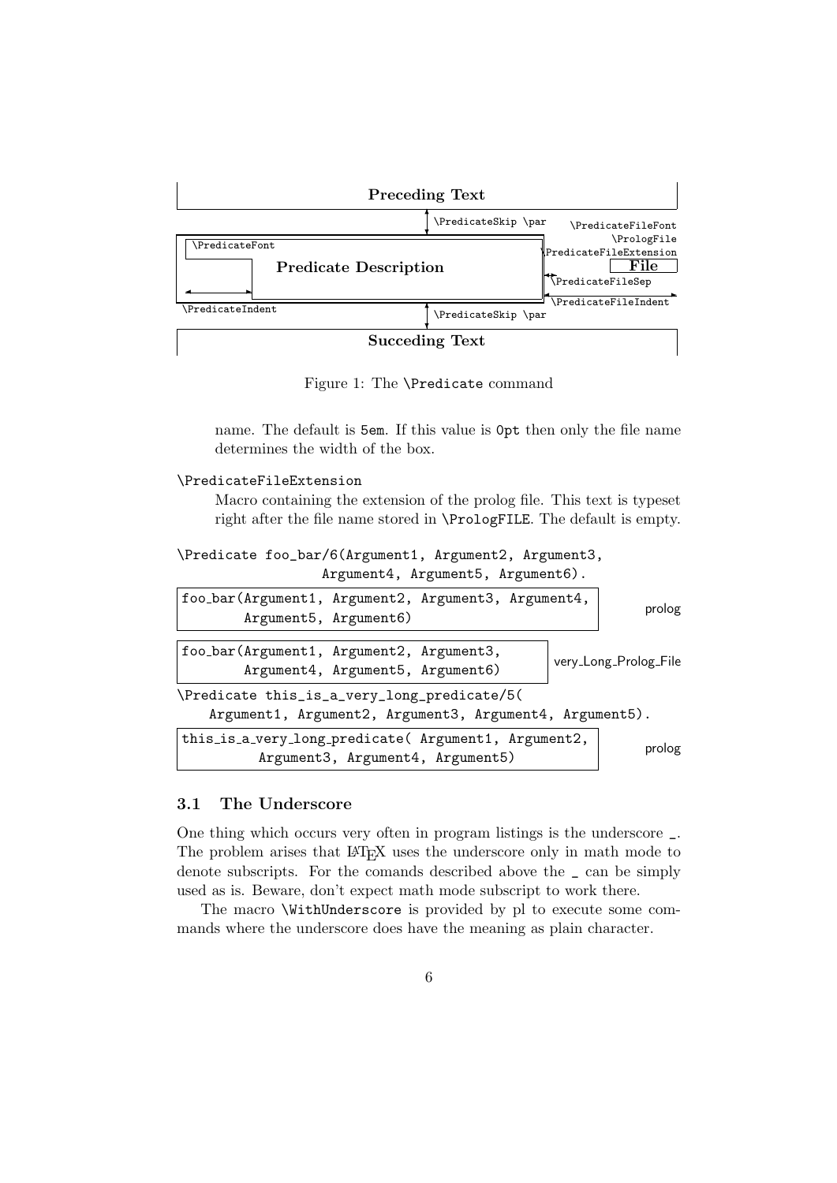Preceding Text

\PredicateSkip \par

\PredicateFileFont
\PrologFile
\PredicateFileExtension

\PredicateFont

**Predicate Description**

**File**

\PredicateFileSep

\PredicateIndent

\PredicateFileIndent

\PredicateSkip \par

**Succeding Text**

Figure 1: The `\Predicate` command

name. The default is `5em`. If this value is `0pt` then only the file name determines the width of the box.

`\PredicateFileExtension`
: Macro containing the extension of the prolog file. This text is typeset right after the file name stored in `\PrologFILE`. The default is empty.

```
\Predicate foo_bar/6(Argument1, Argument2, Argument3,
                     Argument4, Argument5, Argument6).
```

```
foo_bar(Argument1, Argument2, Argument3, Argument4,
        Argument5, Argument6)                                    prolog
```

```
foo_bar(Argument1, Argument2, Argument3,
        Argument4, Argument5, Argument6)          very_Long_Prolog_File
```

```
\Predicate this_is_a_very_long_predicate/5(
    Argument1, Argument2, Argument3, Argument4, Argument5).
```

```
this_is_a_very_long_predicate( Argument1, Argument2,
          Argument3, Argument4, Argument5)                       prolog
```

### 3.1 The Underscore

One thing which occurs very often in program listings is the underscore `_`. The problem arises that LaTeX uses the underscore only in math mode to denote subscripts. For the comands described above the `_` can be simply used as is. Beware, don't expect math mode subscript to work there.

The macro `\WithUnderscore` is provided by pl to execute some commands where the underscore does have the meaning as plain character.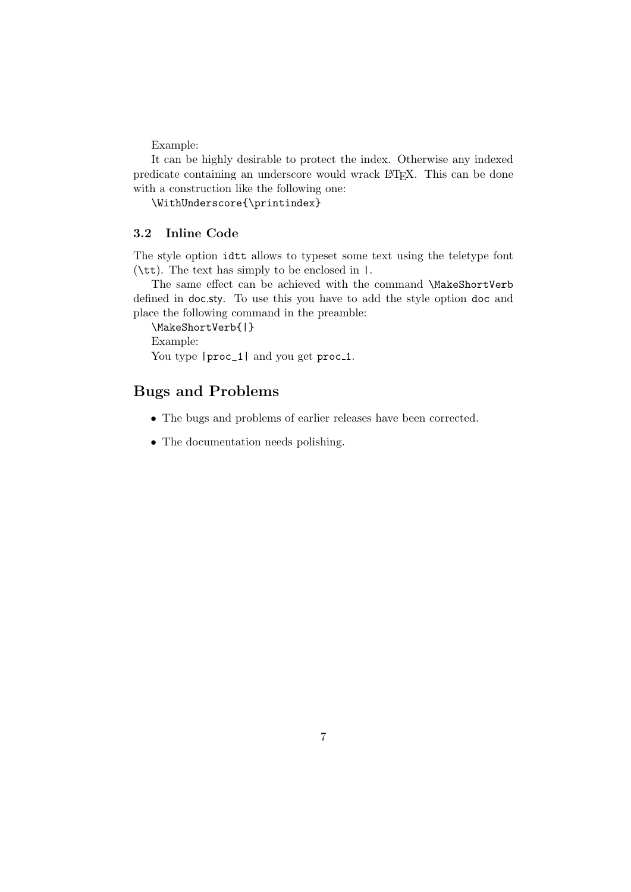Example:

It can be highly desirable to protect the index. Otherwise any indexed predicate containing an underscore would wrack LaTeX. This can be done with a construction like the following one:

`\WithUnderscore{\printindex}`

### 3.2 Inline Code

The style option `idtt` allows to typeset some text using the teletype font (`\tt`). The text has simply to be enclosed in `|`.

The same effect can be achieved with the command `\MakeShortVerb` defined in doc.sty. To use this you have to add the style option `doc` and place the following command in the preamble:

`\MakeShortVerb{|}`

Example:

You type `|proc_1|` and you get `proc_1`.

## Bugs and Problems

- The bugs and problems of earlier releases have been corrected.
- The documentation needs polishing.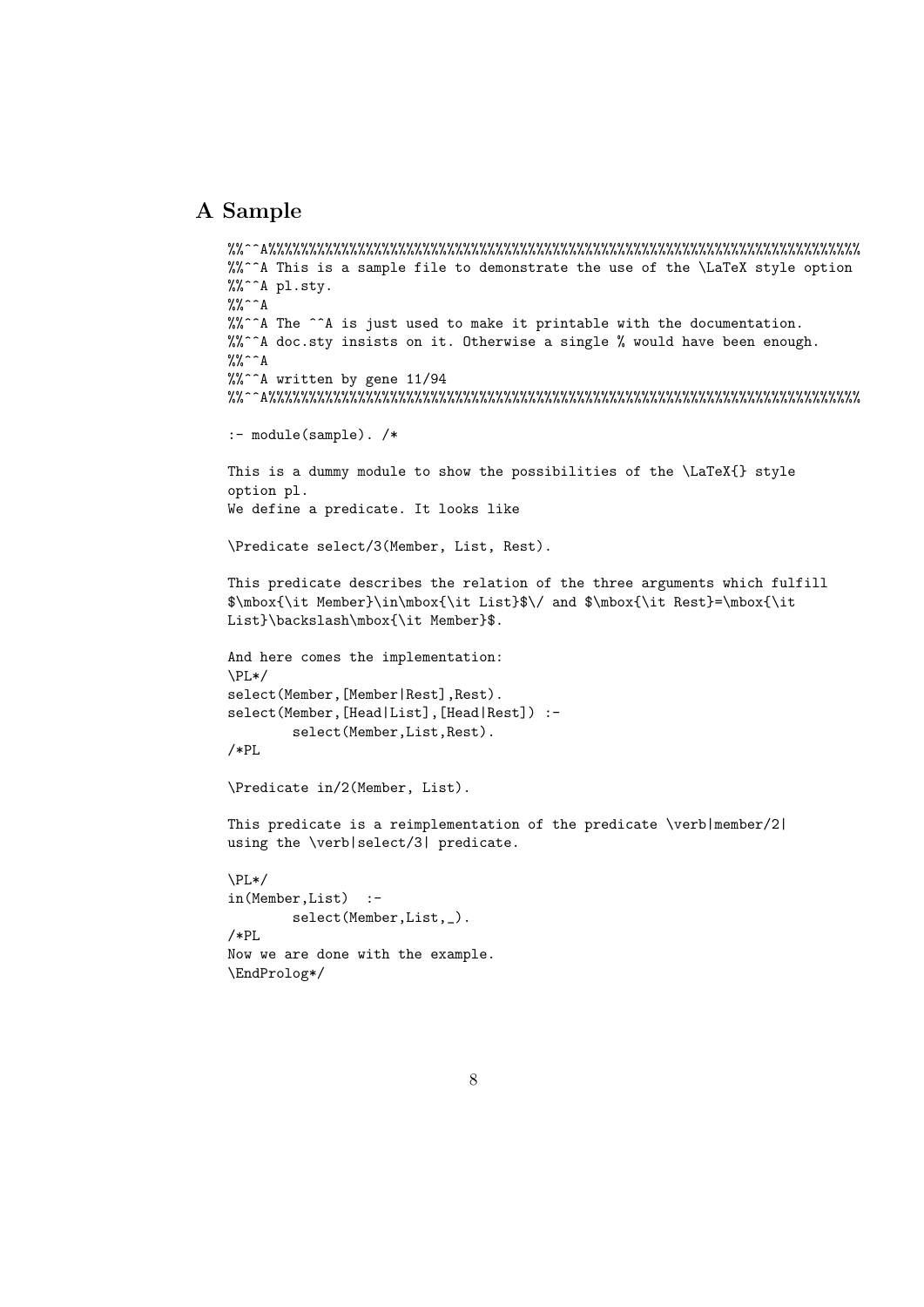# A Sample

```
%%^^A%%%%%%%%%%%%%%%%%%%%%%%%%%%%%%%%%%%%%%%%%%%%%%%%%%%%%%%%%%%%%%%%%%%%%%%%%%%
%%^^A This is a sample file to demonstrate the use of the \LaTeX style option
%%^^A pl.sty.
%%^^A
%%^^A The ^^A is just used to make it printable with the documentation.
%%^^A doc.sty insists on it. Otherwise a single % would have been enough.
%%^^A
%%^^A written by gene 11/94
%%^^A%%%%%%%%%%%%%%%%%%%%%%%%%%%%%%%%%%%%%%%%%%%%%%%%%%%%%%%%%%%%%%%%%%%%%%%%%%

:- module(sample). /*

This is a dummy module to show the possibilities of the \LaTeX{} style
option pl.
We define a predicate. It looks like

\Predicate select/3(Member, List, Rest).

This predicate describes the relation of the three arguments which fulfill
$\mbox{\it Member}\in\mbox{\it List}$\/ and $\mbox{\it Rest}=\mbox{\it
List}\backslash\mbox{\it Member}$.

And here comes the implementation:
\PL*/
select(Member,[Member|Rest],Rest).
select(Member,[Head|List],[Head|Rest]) :-
        select(Member,List,Rest).
/*PL

\Predicate in/2(Member, List).

This predicate is a reimplementation of the predicate \verb|member/2|
using the \verb|select/3| predicate.

\PL*/
in(Member,List)  :-
        select(Member,List,_).
/*PL
Now we are done with the example.
\EndProlog*/
```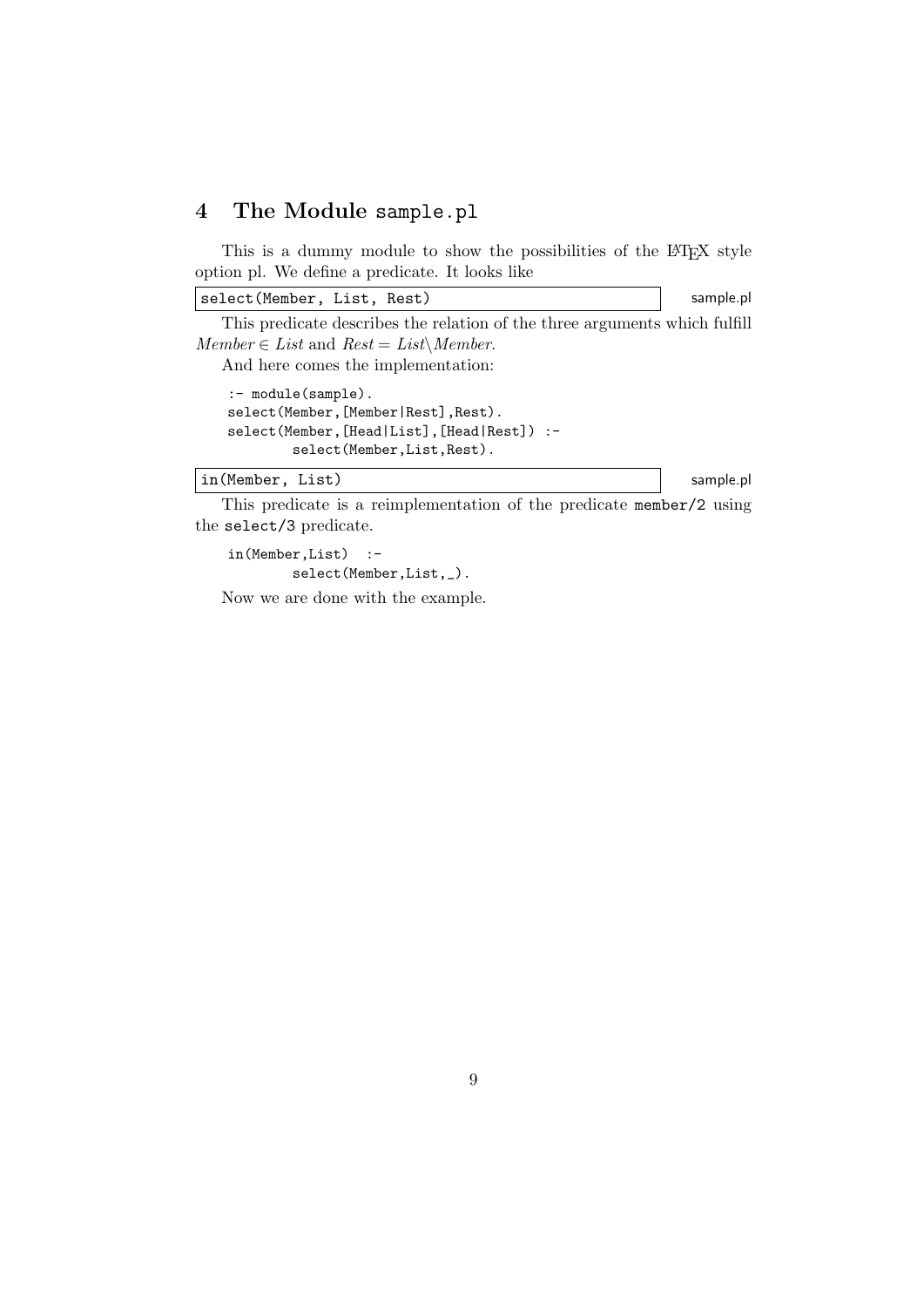## 4 The Module `sample.pl`

This is a dummy module to show the possibilities of the LaTeX style option pl. We define a predicate. It looks like

```
select(Member, List, Rest)
```
sample.pl

This predicate describes the relation of the three arguments which fulfill $Member \in List$ and $Rest = List \backslash Member$.

And here comes the implementation:

```
:- module(sample).
select(Member,[Member|Rest],Rest).
select(Member,[Head|List],[Head|Rest]) :-
        select(Member,List,Rest).
```

```
in(Member, List)
```
sample.pl

This predicate is a reimplementation of the predicate `member/2` using the `select/3` predicate.

```
in(Member,List)  :-
        select(Member,List,_).
```

Now we are done with the example.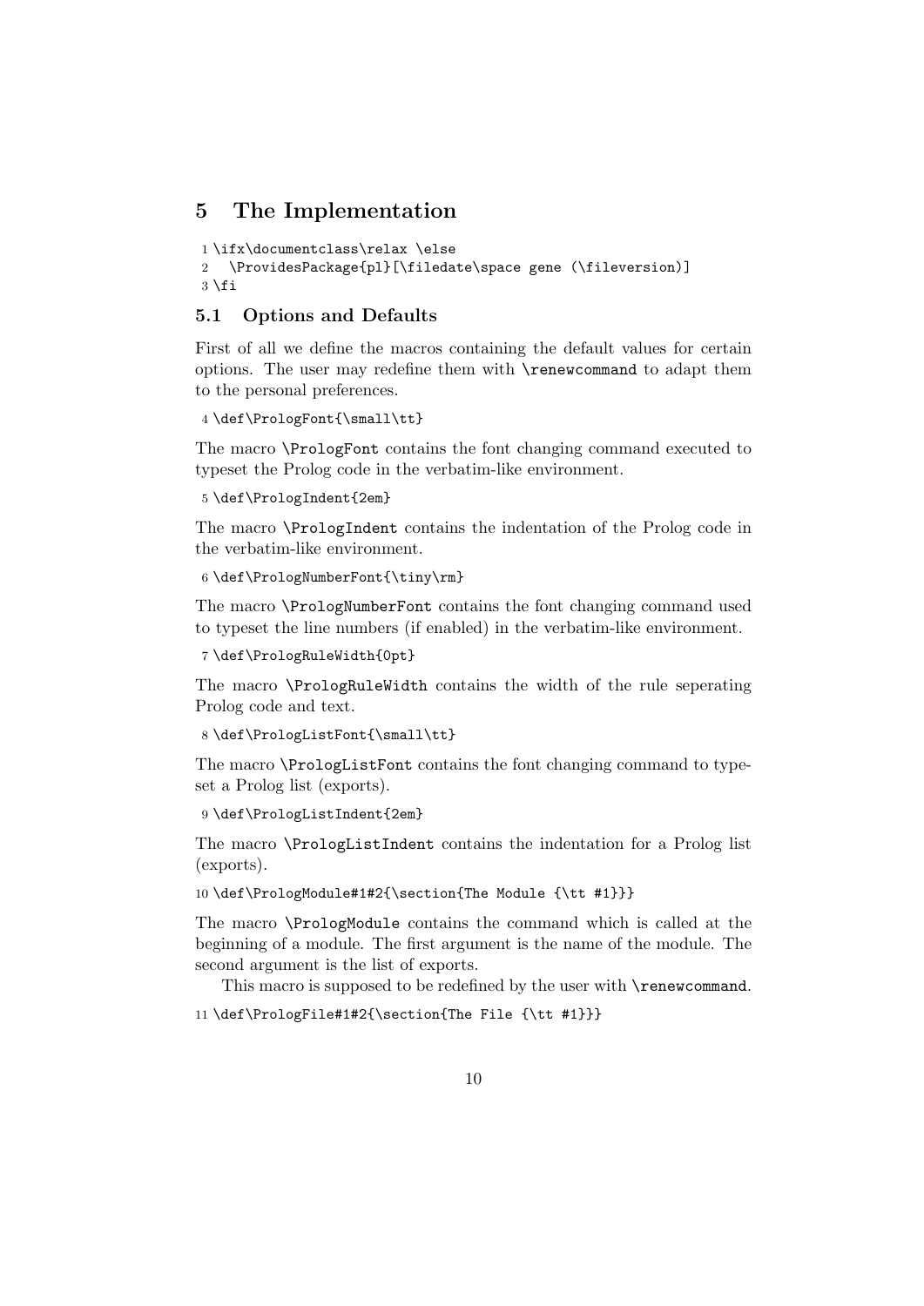# 5 The Implementation

```
1 \ifx\documentclass\relax \else
2   \ProvidesPackage{pl}[\filedate\space gene (\fileversion)]
3 \fi
```

## 5.1 Options and Defaults

First of all we define the macros containing the default values for certain options. The user may redefine them with `\renewcommand` to adapt them to the personal preferences.

```
4 \def\PrologFont{\small\tt}
```

The macro `\PrologFont` contains the font changing command executed to typeset the Prolog code in the verbatim-like environment.

```
5 \def\PrologIndent{2em}
```

The macro `\PrologIndent` contains the indentation of the Prolog code in the verbatim-like environment.

```
6 \def\PrologNumberFont{\tiny\rm}
```

The macro `\PrologNumberFont` contains the font changing command used to typeset the line numbers (if enabled) in the verbatim-like environment.

```
7 \def\PrologRuleWidth{0pt}
```

The macro `\PrologRuleWidth` contains the width of the rule seperating Prolog code and text.

```
8 \def\PrologListFont{\small\tt}
```

The macro `\PrologListFont` contains the font changing command to typeset a Prolog list (exports).

```
9 \def\PrologListIndent{2em}
```

The macro `\PrologListIndent` contains the indentation for a Prolog list (exports).

```
10 \def\PrologModule#1#2{\section{The Module {\tt #1}}}
```

The macro `\PrologModule` contains the command which is called at the beginning of a module. The first argument is the name of the module. The second argument is the list of exports.

This macro is supposed to be redefined by the user with `\renewcommand`.

```
11 \def\PrologFile#1#2{\section{The File {\tt #1}}}
```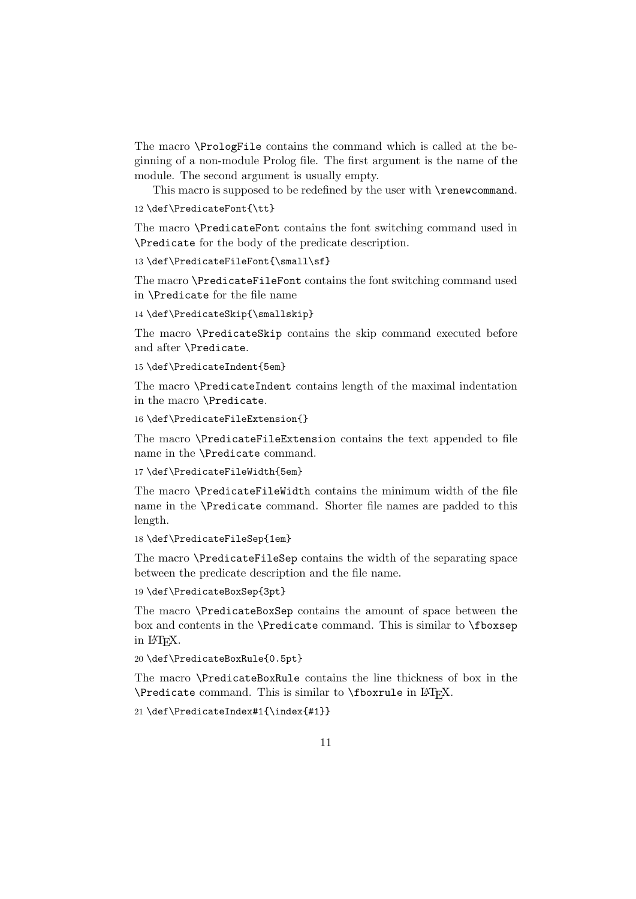The macro `\PrologFile` contains the command which is called at the beginning of a non-module Prolog file. The first argument is the name of the module. The second argument is usually empty.

This macro is supposed to be redefined by the user with `\renewcommand`.

```
12 \def\PredicateFont{\tt}
```

The macro `\PredicateFont` contains the font switching command used in `\Predicate` for the body of the predicate description.

```
13 \def\PredicateFileFont{\small\sf}
```

The macro `\PredicateFileFont` contains the font switching command used in `\Predicate` for the file name

```
14 \def\PredicateSkip{\smallskip}
```

The macro `\PredicateSkip` contains the skip command executed before and after `\Predicate`.

```
15 \def\PredicateIndent{5em}
```

The macro `\PredicateIndent` contains length of the maximal indentation in the macro `\Predicate`.

```
16 \def\PredicateFileExtension{}
```

The macro `\PredicateFileExtension` contains the text appended to file name in the `\Predicate` command.

```
17 \def\PredicateFileWidth{5em}
```

The macro `\PredicateFileWidth` contains the minimum width of the file name in the `\Predicate` command. Shorter file names are padded to this length.

```
18 \def\PredicateFileSep{1em}
```

The macro `\PredicateFileSep` contains the width of the separating space between the predicate description and the file name.

```
19 \def\PredicateBoxSep{3pt}
```

The macro `\PredicateBoxSep` contains the amount of space between the box and contents in the `\Predicate` command. This is similar to `\fboxsep` in LaTeX.

```
20 \def\PredicateBoxRule{0.5pt}
```

The macro `\PredicateBoxRule` contains the line thickness of box in the `\Predicate` command. This is similar to `\fboxrule` in LaTeX.

```
21 \def\PredicateIndex#1{\index{#1}}
```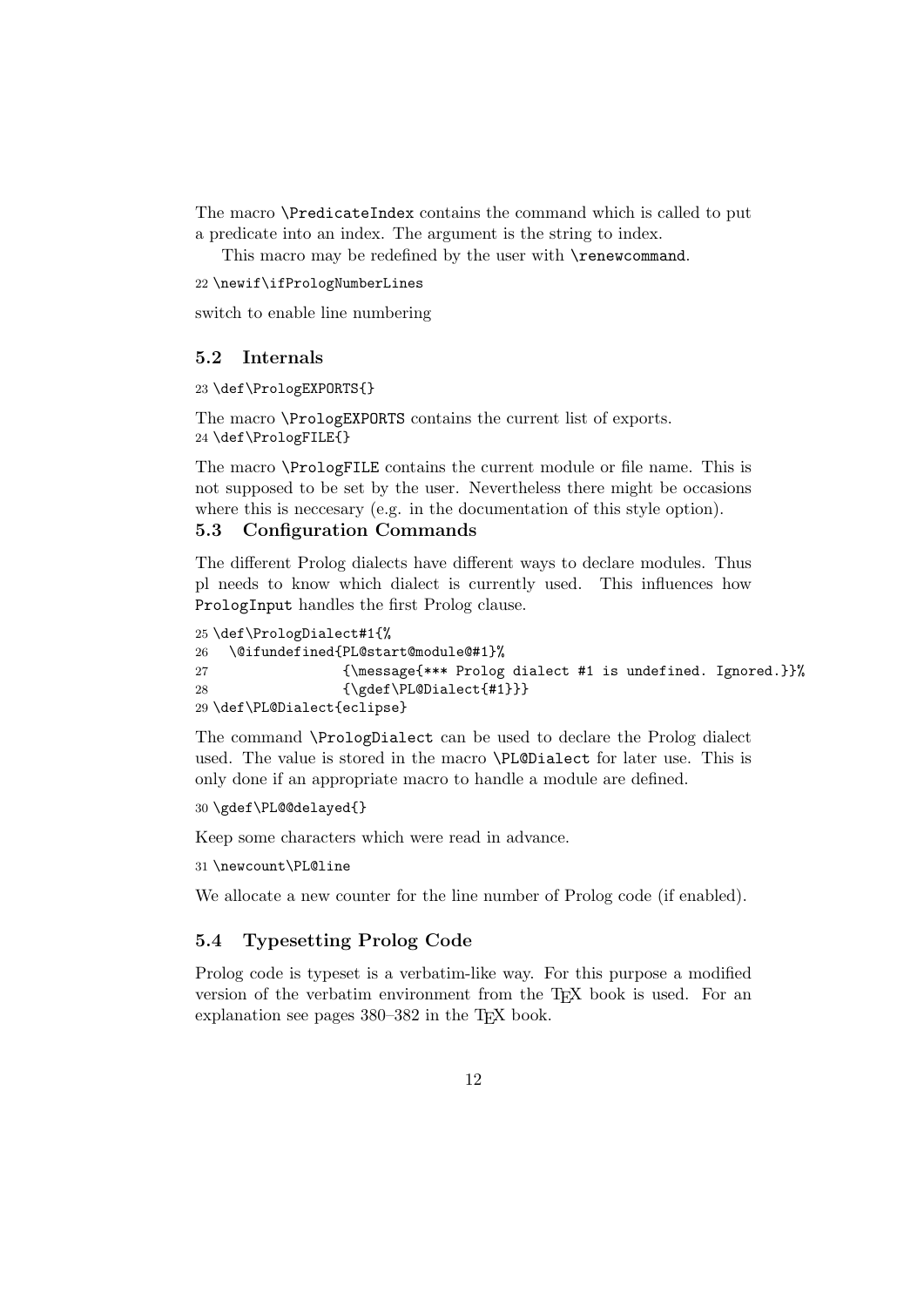The macro `\PredicateIndex` contains the command which is called to put a predicate into an index. The argument is the string to index.

This macro may be redefined by the user with `\renewcommand`.

```
22 \newif\ifPrologNumberLines
```

switch to enable line numbering

### 5.2 Internals

```
23 \def\PrologEXPORTS{}
```

The macro `\PrologEXPORTS` contains the current list of exports.

```
24 \def\PrologFILE{}
```

The macro `\PrologFILE` contains the current module or file name. This is not supposed to be set by the user. Nevertheless there might be occasions where this is neccesary (e.g. in the documentation of this style option).

### 5.3 Configuration Commands

The different Prolog dialects have different ways to declare modules. Thus pl needs to know which dialect is currently used. This influences how `PrologInput` handles the first Prolog clause.

```
25 \def\PrologDialect#1{%
26   \@ifundefined{PL@start@module@#1}%
27               {\message{*** Prolog dialect #1 is undefined. Ignored.}}%
28               {\gdef\PL@Dialect{#1}}}
29 \def\PL@Dialect{eclipse}
```

The command `\PrologDialect` can be used to declare the Prolog dialect used. The value is stored in the macro `\PL@Dialect` for later use. This is only done if an appropriate macro to handle a module are defined.

```
30 \gdef\PL@@delayed{}
```

Keep some characters which were read in advance.

```
31 \newcount\PL@line
```

We allocate a new counter for the line number of Prolog code (if enabled).

### 5.4 Typesetting Prolog Code

Prolog code is typeset is a verbatim-like way. For this purpose a modified version of the verbatim environment from the TeX book is used. For an explanation see pages 380–382 in the TeX book.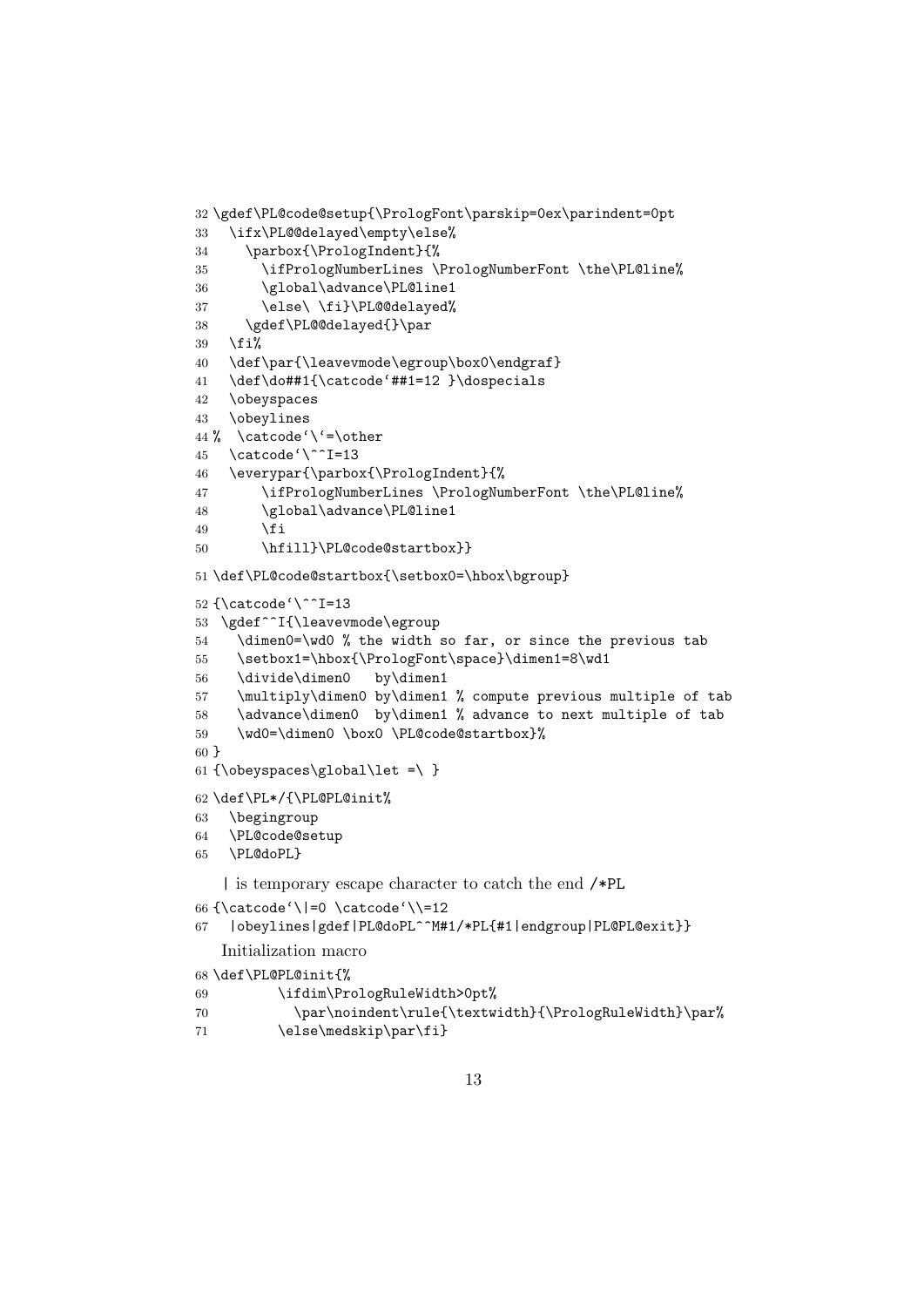```
32 \gdef\PL@code@setup{\PrologFont\parskip=0ex\parindent=0pt
33   \ifx\PL@@delayed\empty\else%
34     \parbox{\PrologIndent}{%
35       \ifPrologNumberLines \PrologNumberFont \the\PL@line%
36       \global\advance\PL@line1
37       \else\ \fi}\PL@@delayed%
38     \gdef\PL@@delayed{}\par
39   \fi%
40   \def\par{\leavevmode\egroup\box0\endgraf}
41   \def\do##1{\catcode`##1=12 }\dospecials
42   \obeyspaces
43   \obeylines
44 %  \catcode`\`=\other
45   \catcode`\^^I=13
46   \everypar{\parbox{\PrologIndent}{%
47       \ifPrologNumberLines \PrologNumberFont \the\PL@line%
48       \global\advance\PL@line1
49       \fi
50       \hfill}\PL@code@startbox}}
51 \def\PL@code@startbox{\setbox0=\hbox\bgroup}
52 {\catcode`\^^I=13
53  \gdef^^I{\leavevmode\egroup
54    \dimen0=\wd0 % the width so far, or since the previous tab
55    \setbox1=\hbox{\PrologFont\space}\dimen1=8\wd1
56    \divide\dimen0   by\dimen1
57    \multiply\dimen0 by\dimen1 % compute previous multiple of tab
58    \advance\dimen0  by\dimen1 % advance to next multiple of tab
59    \wd0=\dimen0 \box0 \PL@code@startbox}%
60 }
61 {\obeyspaces\global\let =\ }
62 \def\PL*/{\PL@PL@init%
63   \begingroup
64   \PL@code@setup
65   \PL@doPL}
```

| is temporary escape character to catch the end /*PL

```
66 {\catcode`\|=0 \catcode`\\=12
67  |obeylines|gdef|PL@doPL^^M#1/*PL{#1|endgroup|PL@PL@exit}}
```

Initialization macro

```
68 \def\PL@PL@init{%
69         \ifdim\PrologRuleWidth>0pt%
70           \par\noindent\rule{\textwidth}{\PrologRuleWidth}\par%
71         \else\medskip\par\fi}
```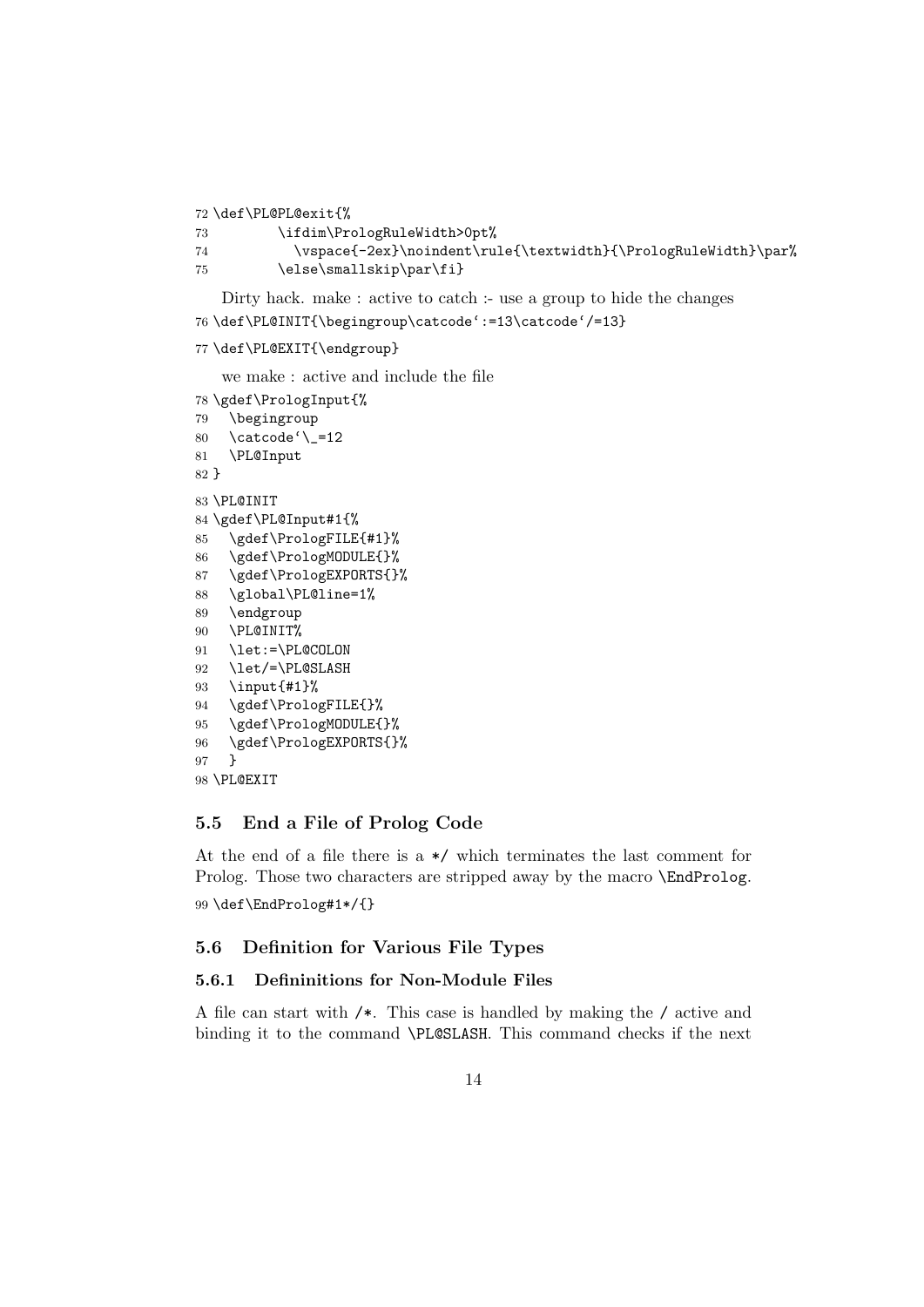```
72 \def\PL@PL@exit{%
73         \ifdim\PrologRuleWidth>0pt%
74           \vspace{-2ex}\noindent\rule{\textwidth}{\PrologRuleWidth}\par%
75         \else\smallskip\par\fi}
```

Dirty hack. make : active to catch :- use a group to hide the changes

```
76 \def\PL@INIT{\begingroup\catcode`:=13\catcode`/=13}
```

```
77 \def\PL@EXIT{\endgroup}
```

we make : active and include the file

```
78 \gdef\PrologInput{%
79   \begingroup
80   \catcode`\_=12
81   \PL@Input
82 }
83 \PL@INIT
84 \gdef\PL@Input#1{%
85   \gdef\PrologFILE{#1}%
86   \gdef\PrologMODULE{}%
87   \gdef\PrologEXPORTS{}%
88   \global\PL@line=1%
89   \endgroup
90   \PL@INIT%
91   \let:=\PL@COLON
92   \let/=\PL@SLASH
93   \input{#1}%
94   \gdef\PrologFILE{}%
95   \gdef\PrologMODULE{}%
96   \gdef\PrologEXPORTS{}%
97   }
98 \PL@EXIT
```

### 5.5 End a File of Prolog Code

At the end of a file there is a `*/` which terminates the last comment for Prolog. Those two characters are stripped away by the macro `\EndProlog`.

```
99 \def\EndProlog#1*/{}
```

### 5.6 Definition for Various File Types

#### 5.6.1 Defininitions for Non-Module Files

A file can start with `/*`. This case is handled by making the `/` active and binding it to the command `\PL@SLASH`. This command checks if the next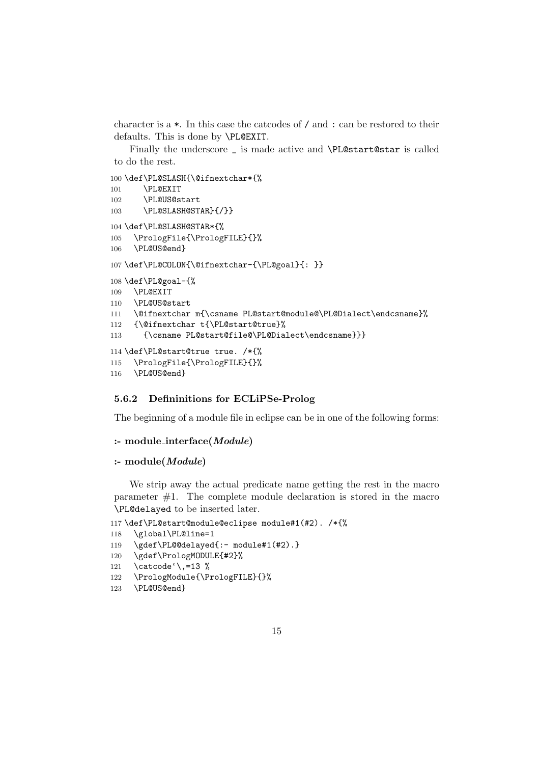character is a *. In this case the catcodes of / and : can be restored to their defaults. This is done by \PL@EXIT.

Finally the underscore _ is made active and \PL@start@star is called to do the rest.

```
100 \def\PL@SLASH{\@ifnextchar*{%
101     \PL@EXIT
102     \PL@US@start
103     \PL@SLASH@STAR}{/}}
104 \def\PL@SLASH@STAR*{%
105   \PrologFile{\PrologFILE}{}%
106   \PL@US@end}
107 \def\PL@COLON{\@ifnextchar-{\PL@goal}{: }}
108 \def\PL@goal-{%
109   \PL@EXIT
110   \PL@US@start
111   \@ifnextchar m{\csname PL@start@module@\PL@Dialect\endcsname}%
112   {\@ifnextchar t{\PL@start@true}%
113     {\csname PL@start@file@\PL@Dialect\endcsname}}}
114 \def\PL@start@true true. /*{%
115   \PrologFile{\PrologFILE}{}%
116   \PL@US@end}
```

### 5.6.2 Defininitions for ECLiPSe-Prolog

The beginning of a module file in eclipse can be in one of the following forms:

**:- module_interface(*Module*)**

**:- module(*Module*)**

We strip away the actual predicate name getting the rest in the macro parameter #1. The complete module declaration is stored in the macro \PL@delayed to be inserted later.

```
117 \def\PL@start@module@eclipse module#1(#2). /*{%
118   \global\PL@line=1
119   \gdef\PL@@delayed{:- module#1(#2).}
120   \gdef\PrologMODULE{#2}%
121   \catcode`\,=13 %
122   \PrologModule{\PrologFILE}{}%
123   \PL@US@end}
```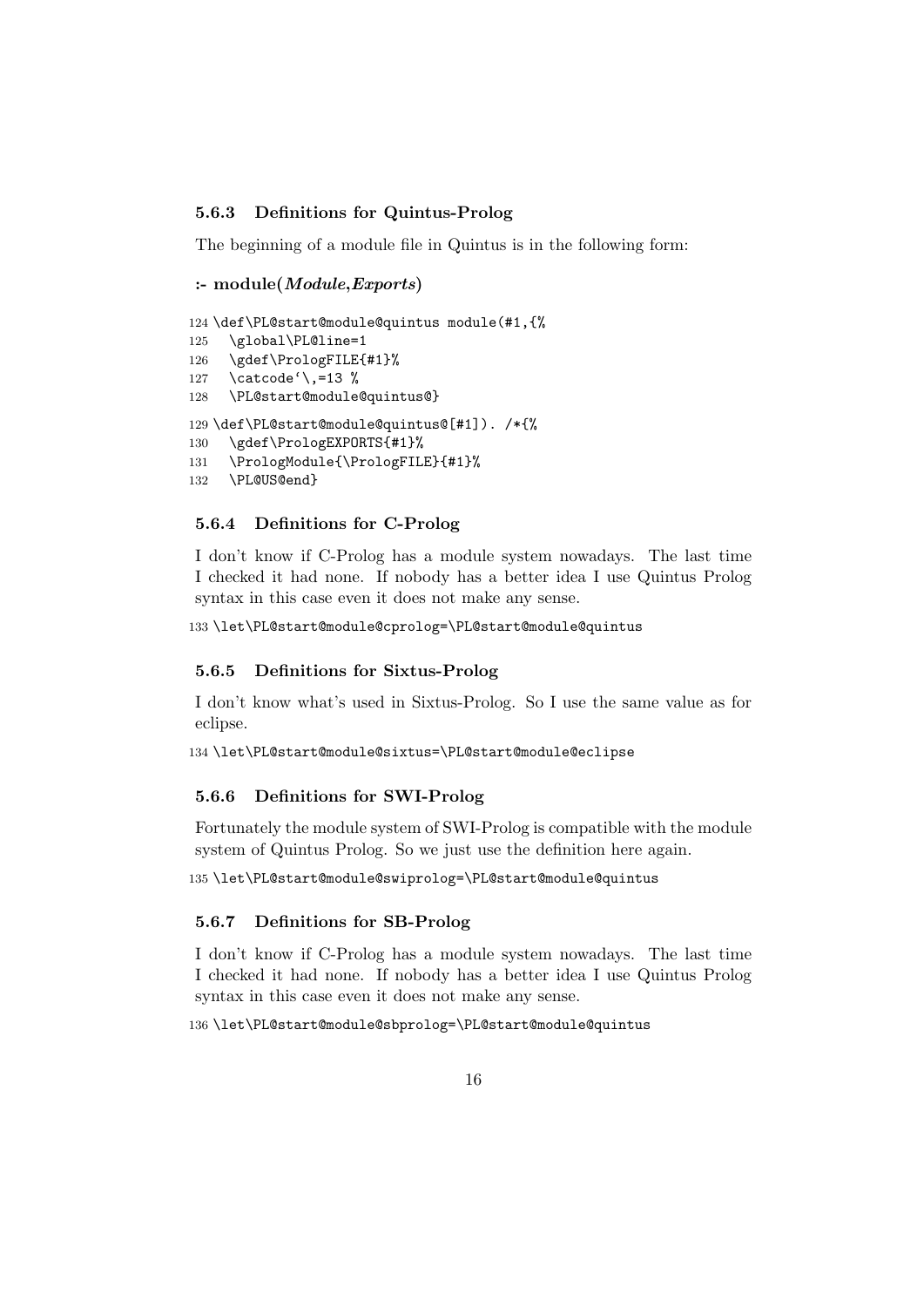### 5.6.3 Definitions for Quintus-Prolog

The beginning of a module file in Quintus is in the following form:

**:- module(*Module*,*Exports*)**

```
124 \def\PL@start@module@quintus module(#1,{%
125   \global\PL@line=1
126   \gdef\PrologFILE{#1}%
127   \catcode`\,=13 %
128   \PL@start@module@quintus@}
129 \def\PL@start@module@quintus@[#1]). /*{%
130   \gdef\PrologEXPORTS{#1}%
131   \PrologModule{\PrologFILE}{#1}%
132   \PL@US@end}
```

### 5.6.4 Definitions for C-Prolog

I don't know if C-Prolog has a module system nowadays. The last time I checked it had none. If nobody has a better idea I use Quintus Prolog syntax in this case even it does not make any sense.

```
133 \let\PL@start@module@cprolog=\PL@start@module@quintus
```

### 5.6.5 Definitions for Sixtus-Prolog

I don't know what's used in Sixtus-Prolog. So I use the same value as for eclipse.

```
134 \let\PL@start@module@sixtus=\PL@start@module@eclipse
```

### 5.6.6 Definitions for SWI-Prolog

Fortunately the module system of SWI-Prolog is compatible with the module system of Quintus Prolog. So we just use the definition here again.

```
135 \let\PL@start@module@swiprolog=\PL@start@module@quintus
```

### 5.6.7 Definitions for SB-Prolog

I don't know if C-Prolog has a module system nowadays. The last time I checked it had none. If nobody has a better idea I use Quintus Prolog syntax in this case even it does not make any sense.

```
136 \let\PL@start@module@sbprolog=\PL@start@module@quintus
```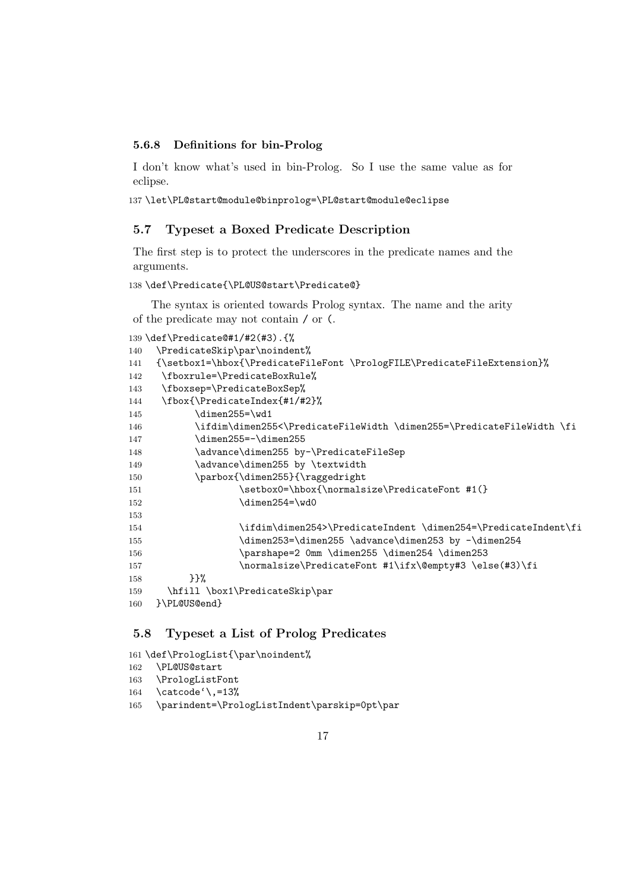#### 5.6.8 Definitions for bin-Prolog

I don't know what's used in bin-Prolog. So I use the same value as for eclipse.

```
137 \let\PL@start@module@binprolog=\PL@start@module@eclipse
```

### 5.7 Typeset a Boxed Predicate Description

The first step is to protect the underscores in the predicate names and the arguments.

```
138 \def\Predicate{\PL@US@start\Predicate@}
```

The syntax is oriented towards Prolog syntax. The name and the arity of the predicate may not contain / or (.

```
139 \def\Predicate@#1/#2(#3).{%
140   \PredicateSkip\par\noindent%
141   {\setbox1=\hbox{\PredicateFileFont \PrologFILE\PredicateFileExtension}%
142    \fboxrule=\PredicateBoxRule%
143    \fboxsep=\PredicateBoxSep%
144    \fbox{\PredicateIndex{#1/#2}%
145         \dimen255=\wd1
146         \ifdim\dimen255<\PredicateFileWidth \dimen255=\PredicateFileWidth \fi
147         \dimen255=-\dimen255
148         \advance\dimen255 by-\PredicateFileSep
149         \advance\dimen255 by \textwidth
150         \parbox{\dimen255}{\raggedright
151                 \setbox0=\hbox{\normalsize\PredicateFont #1(}
152                 \dimen254=\wd0
153 
154                 \ifdim\dimen254>\PredicateIndent \dimen254=\PredicateIndent\fi
155                 \dimen253=\dimen255 \advance\dimen253 by -\dimen254
156                 \parshape=2 0mm \dimen255 \dimen254 \dimen253
157                 \normalsize\PredicateFont #1\ifx\@empty#3 \else(#3)\fi
158        }}%
159    \hfill \box1\PredicateSkip\par
160   }\PL@US@end}
```

### 5.8 Typeset a List of Prolog Predicates

```
161 \def\PrologList{\par\noindent%
162   \PL@US@start
163   \PrologListFont
164   \catcode`\,=13%
165   \parindent=\PrologListIndent\parskip=0pt\par
```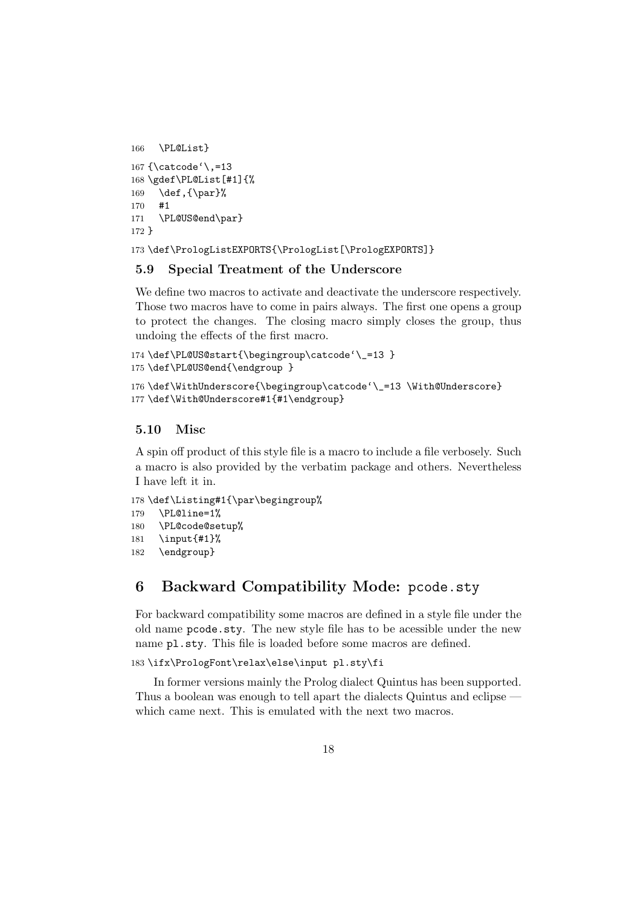```
166   \PL@List}
167 {\catcode`\,=13
168 \gdef\PL@List[#1]{%
169   \def,{\par}%
170   #1
171   \PL@US@end\par}
172 }
173 \def\PrologListEXPORTS{\PrologList[\PrologEXPORTS]}
```

### 5.9 Special Treatment of the Underscore

We define two macros to activate and deactivate the underscore respectively. Those two macros have to come in pairs always. The first one opens a group to protect the changes. The closing macro simply closes the group, thus undoing the effects of the first macro.

```
174 \def\PL@US@start{\begingroup\catcode`\_=13 }
175 \def\PL@US@end{\endgroup }
176 \def\WithUnderscore{\begingroup\catcode`\_=13 \With@Underscore}
177 \def\With@Underscore#1{#1\endgroup}
```

### 5.10 Misc

A spin off product of this style file is a macro to include a file verbosely. Such a macro is also provided by the verbatim package and others. Nevertheless I have left it in.

```
178 \def\Listing#1{\par\begingroup%
179   \PL@line=1%
180   \PL@code@setup%
181   \input{#1}%
182   \endgroup}
```

## 6 Backward Compatibility Mode: pcode.sty

For backward compatibility some macros are defined in a style file under the old name pcode.sty. The new style file has to be acessible under the new name pl.sty. This file is loaded before some macros are defined.

```
183 \ifx\PrologFont\relax\else\input pl.sty\fi
```

In former versions mainly the Prolog dialect Quintus has been supported. Thus a boolean was enough to tell apart the dialects Quintus and eclipse — which came next. This is emulated with the next two macros.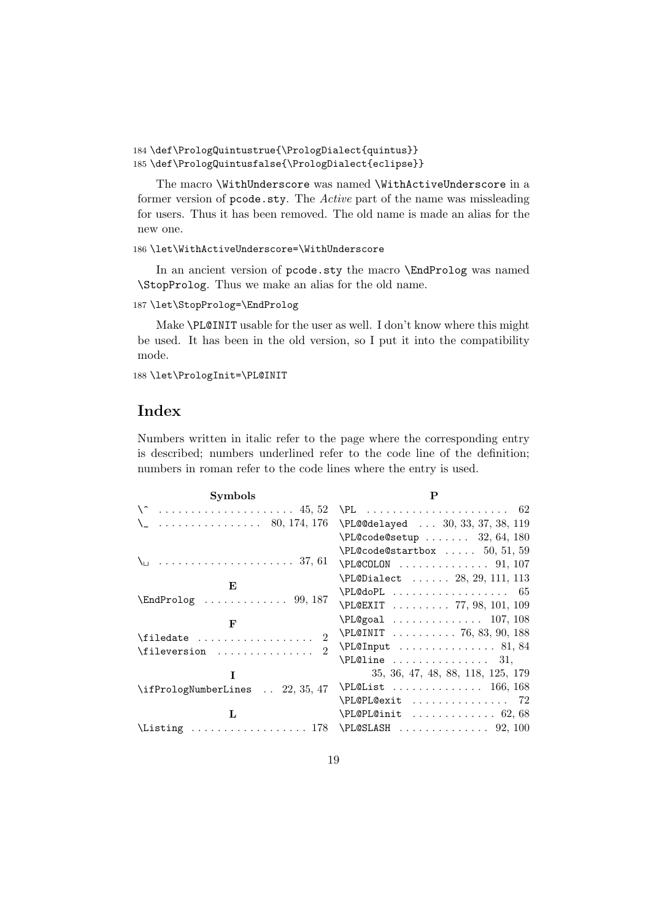```
184 \def\PrologQuintustrue{\PrologDialect{quintus}}
185 \def\PrologQuintusfalse{\PrologDialect{eclipse}}
```

The macro `\WithUnderscore` was named `\WithActiveUnderscore` in a former version of `pcode.sty`. The *Active* part of the name was missleading for users. Thus it has been removed. The old name is made an alias for the new one.

```
186 \let\WithActiveUnderscore=\WithUnderscore
```

In an ancient version of `pcode.sty` the macro `\EndProlog` was named `\StopProlog`. Thus we make an alias for the old name.

```
187 \let\StopProlog=\EndProlog
```

Make `\PL@INIT` usable for the user as well. I don't know where this might be used. It has been in the old version, so I put it into the compatibility mode.

```
188 \let\PrologInit=\PL@INIT
```

# Index

Numbers written in italic refer to the page where the corresponding entry is described; numbers underlined refer to the code line of the definition; numbers in roman refer to the code lines where the entry is used.

**Symbols**

- `\^` . . . . . 45, 52
- `\_` . . . . . 80, 174, 176
- `\␣` . . . . . 37, 61

**E**

- `\EndProlog` . . . . . 99, 187

**F**

- `\filedate` . . . . . 2
- `\fileversion` . . . . . 2

**I**

- `\ifPrologNumberLines` . . 22, 35, 47

**L**

- `\Listing` . . . . . 178

**P**

- `\PL` . . . . . 62
- `\PL@@delayed` . . . 30, 33, 37, 38, 119
- `\PL@code@setup` . . . . . 32, 64, 180
- `\PL@code@startbox` . . . . . 50, 51, 59
- `\PL@COLON` . . . . . 91, 107
- `\PL@Dialect` . . . . . 28, 29, 111, 113
- `\PL@doPL` . . . . . 65
- `\PL@EXIT` . . . . . 77, 98, 101, 109
- `\PL@goal` . . . . . 107, 108
- `\PL@INIT` . . . . . 76, 83, 90, 188
- `\PL@Input` . . . . . 81, 84
- `\PL@line` . . . . . 31, 35, 36, 47, 48, 88, 118, 125, 179
- `\PL@List` . . . . . 166, 168
- `\PL@PL@exit` . . . . . 72
- `\PL@PL@init` . . . . . 62, 68
- `\PL@SLASH` . . . . . 92, 100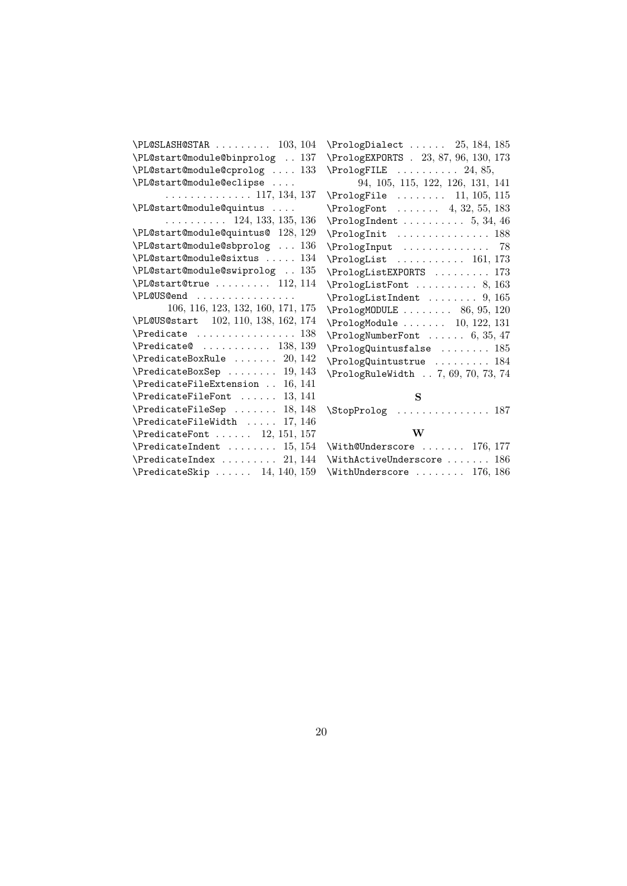\PL@SLASH@STAR . . . . . . . . . 103, 104
\PL@start@module@binprolog . . 137
\PL@start@module@cprolog . . . . 133
\PL@start@module@eclipse . . . . . . . . . . . . . . . . . . 117, 134, 137
\PL@start@module@quintus . . . . . . . . . . . . . . 124, 133, 135, 136
\PL@start@module@quintus@ 128, 129
\PL@start@module@sbprolog . . . 136
\PL@start@module@sixtus . . . . . 134
\PL@start@module@swiprolog . . 135
\PL@start@true . . . . . . . . . 112, 114
\PL@US@end . . . . . . . . . . . . . . . . 106, 116, 123, 132, 160, 171, 175
\PL@US@start 102, 110, 138, 162, 174
\Predicate . . . . . . . . . . . . . . . . 138
\Predicate@ . . . . . . . . . . . 138, 139
\PredicateBoxRule . . . . . . . 20, 142
\PredicateBoxSep . . . . . . . . 19, 143
\PredicateFileExtension . . 16, 141
\PredicateFileFont . . . . . . 13, 141
\PredicateFileSep . . . . . . . 18, 148
\PredicateFileWidth . . . . . 17, 146
\PredicateFont . . . . . . 12, 151, 157
\PredicateIndent . . . . . . . . 15, 154
\PredicateIndex . . . . . . . . . 21, 144
\PredicateSkip . . . . . . 14, 140, 159
\PrologDialect . . . . . . 25, 184, 185
\PrologEXPORTS . 23, 87, 96, 130, 173
\PrologFILE . . . . . . . . . . 24, 85, 94, 105, 115, 122, 126, 131, 141
\PrologFile . . . . . . . . 11, 105, 115
\PrologFont . . . . . . . 4, 32, 55, 183
\PrologIndent . . . . . . . . . . 5, 34, 46
\PrologInit . . . . . . . . . . . . . . . 188
\PrologInput . . . . . . . . . . . . . . 78
\PrologList . . . . . . . . . . . 161, 173
\PrologListEXPORTS . . . . . . . . . 173
\PrologListFont . . . . . . . . . . 8, 163
\PrologListIndent . . . . . . . . 9, 165
\PrologMODULE . . . . . . . . 86, 95, 120
\PrologModule . . . . . . . 10, 122, 131
\PrologNumberFont . . . . . . 6, 35, 47
\PrologQuintusfalse . . . . . . . . 185
\PrologQuintustrue . . . . . . . . . 184
\PrologRuleWidth . . 7, 69, 70, 73, 74

**S**

\StopProlog . . . . . . . . . . . . . . . 187

**W**

\With@Underscore . . . . . . . 176, 177
\WithActiveUnderscore . . . . . . . 186
\WithUnderscore . . . . . . . . 176, 186